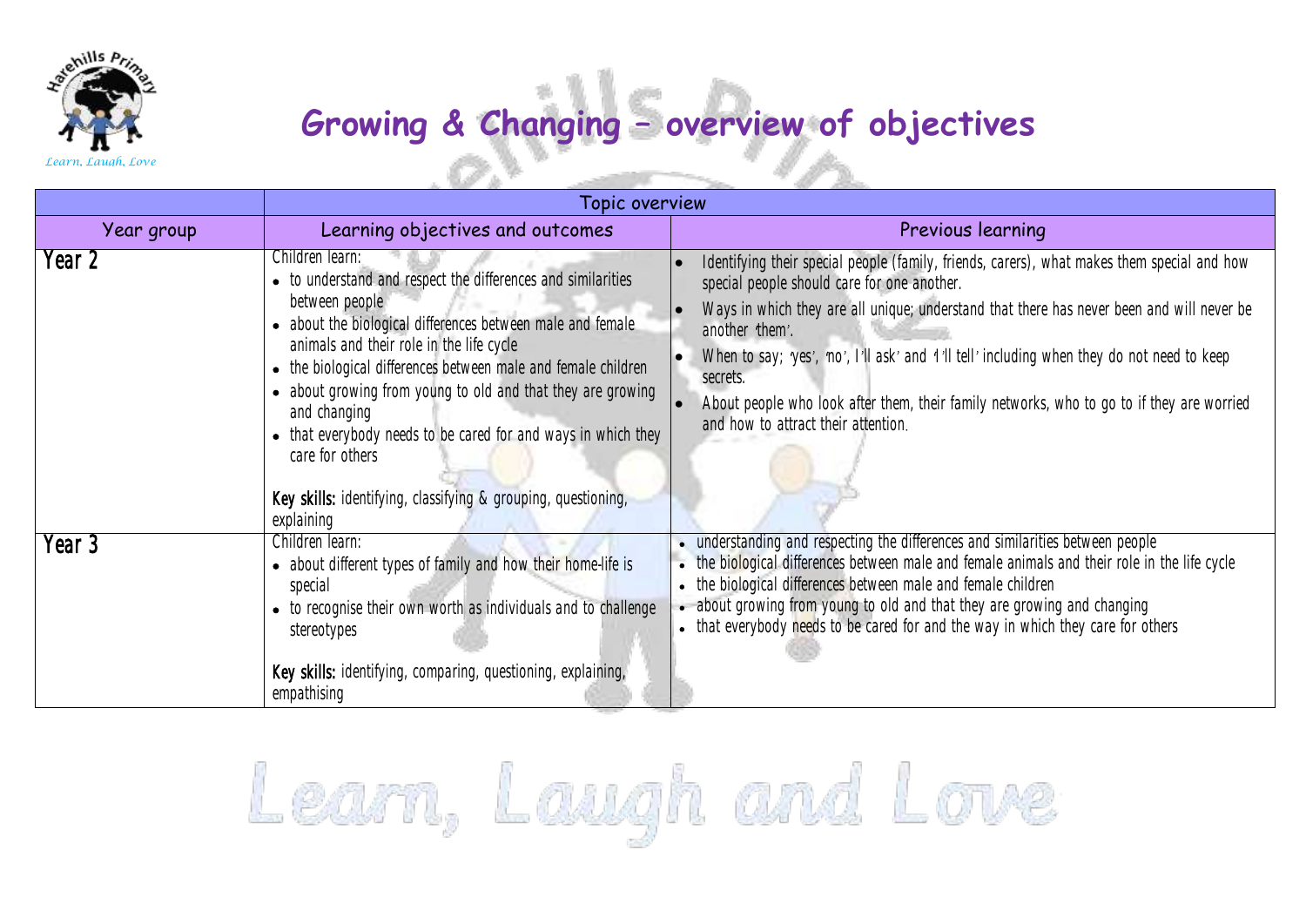# Growing & Changing – overview of objectives

| | Topic overview | |
|---|---|---|
| Year group | Learning objectives and outcomes | Previous learning |
| Year 2 | Children learn:<br>• to understand and respect the differences and similarities between people<br>• about the biological differences between male and female animals and their role in the life cycle<br>• the biological differences between male and female children<br>• about growing from young to old and that they are growing and changing<br>• that everybody needs to be cared for and ways in which they care for others<br><br>**Key skills:** identifying, classifying & grouping, questioning, explaining | • Identifying their special people (family, friends, carers), what makes them special and how special people should care for one another.<br>• Ways in which they are all unique; understand that there has never been and will never be another 'them'.<br>• When to say; 'yes', 'no', I'll ask' and 'I'll tell' including when they do not need to keep secrets.<br>• About people who look after them, their family networks, who to go to if they are worried and how to attract their attention. |
| Year 3 | Children learn:<br>• about different types of family and how their home-life is special<br>• to recognise their own worth as individuals and to challenge stereotypes<br><br>**Key skills:** identifying, comparing, questioning, explaining, empathising | • understanding and respecting the differences and similarities between people<br>• the biological differences between male and female animals and their role in the life cycle<br>• the biological differences between male and female children<br>• about growing from young to old and that they are growing and changing<br>• that everybody needs to be cared for and the way in which they care for others |

Learn, Laugh and Love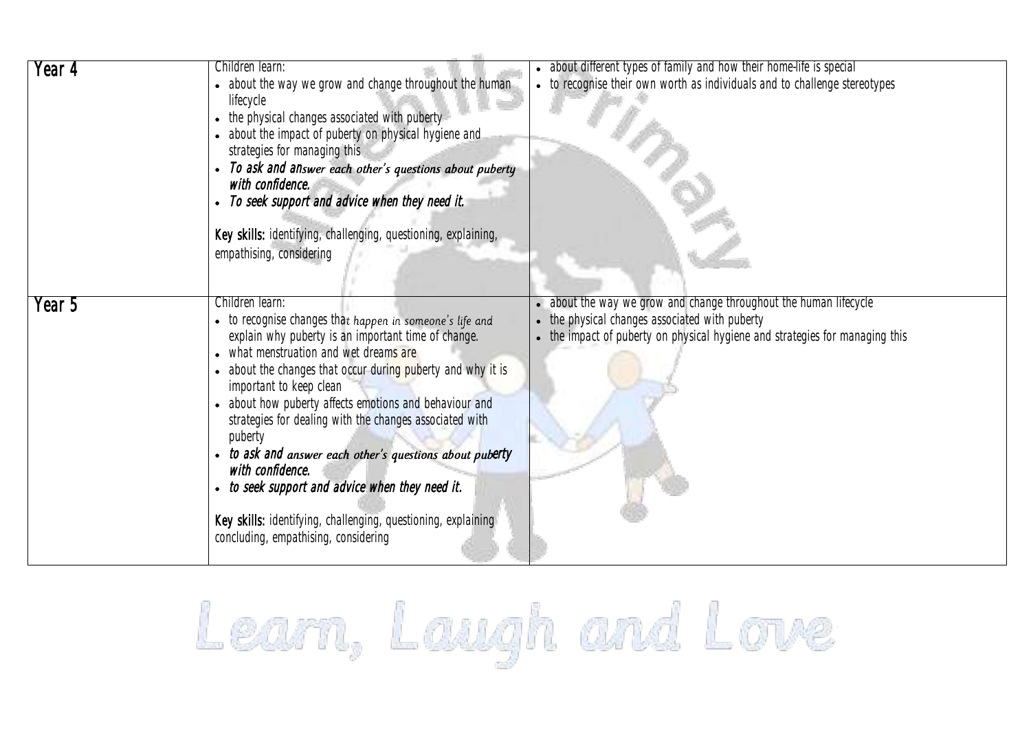| | | |
|---|---|---|
| **Year 4** | Children learn:<br>• about the way we grow and change throughout the human lifecycle<br>• the physical changes associated with puberty<br>• about the impact of puberty on physical hygiene and strategies for managing this<br>• *To ask and answer each other's questions about puberty with confidence.*<br>• *To seek support and advice when they need it.*<br><br>**Key skills:** identifying, challenging, questioning, explaining, empathising, considering | • about different types of family and how their home-life is special<br>• to recognise their own worth as individuals and to challenge stereotypes |
| **Year 5** | Children learn:<br>• to recognise changes that happen in someone's life and explain why puberty is an important time of change.<br>• what menstruation and wet dreams are<br>• about the changes that occur during puberty and why it is important to keep clean<br>• about how puberty affects emotions and behaviour and strategies for dealing with the changes associated with puberty<br>• *to ask and answer each other's questions about puberty with confidence.*<br>• *to seek support and advice when they need it.*<br><br>**Key skills:** identifying, challenging, questioning, explaining concluding, empathising, considering | • about the way we grow and change throughout the human lifecycle<br>• the physical changes associated with puberty<br>• the impact of puberty on physical hygiene and strategies for managing this |

Learn, Laugh and Love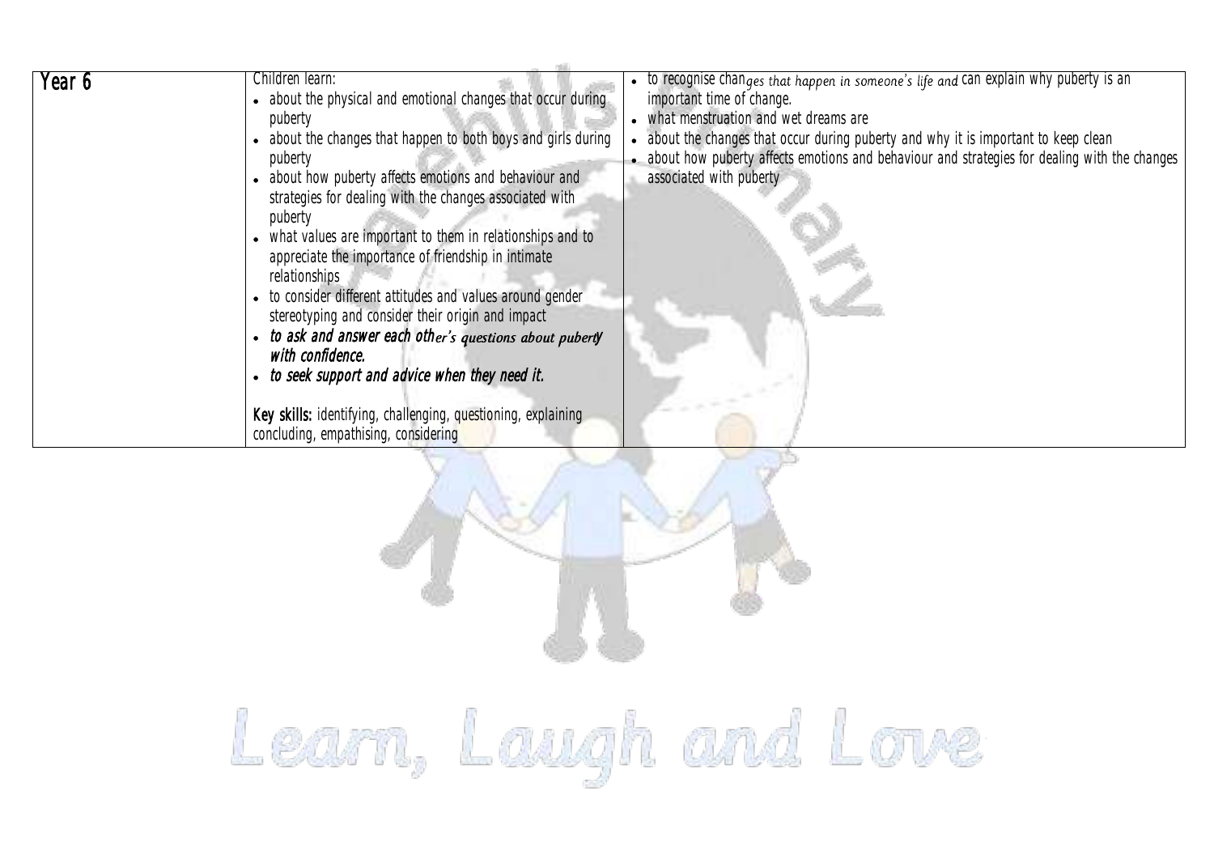| | | |
|---|---|---|
| **Year 6** | Children learn:<br>• about the physical and emotional changes that occur during puberty<br>• about the changes that happen to both boys and girls during puberty<br>• about how puberty affects emotions and behaviour and strategies for dealing with the changes associated with puberty<br>• what values are important to them in relationships and to appreciate the importance of friendship in intimate relationships<br>• to consider different attitudes and values around gender stereotyping and consider their origin and impact<br>• *to ask and answer each other's questions about puberty with confidence.*<br>• *to seek support and advice when they need it.*<br><br>**Key skills:** identifying, challenging, questioning, explaining concluding, empathising, considering | • to recognise changes that happen in someone's life and can explain why puberty is an important time of change.<br>• what menstruation and wet dreams are<br>• about the changes that occur during puberty and why it is important to keep clean<br>• about how puberty affects emotions and behaviour and strategies for dealing with the changes associated with puberty |

Learn, Laugh and Love